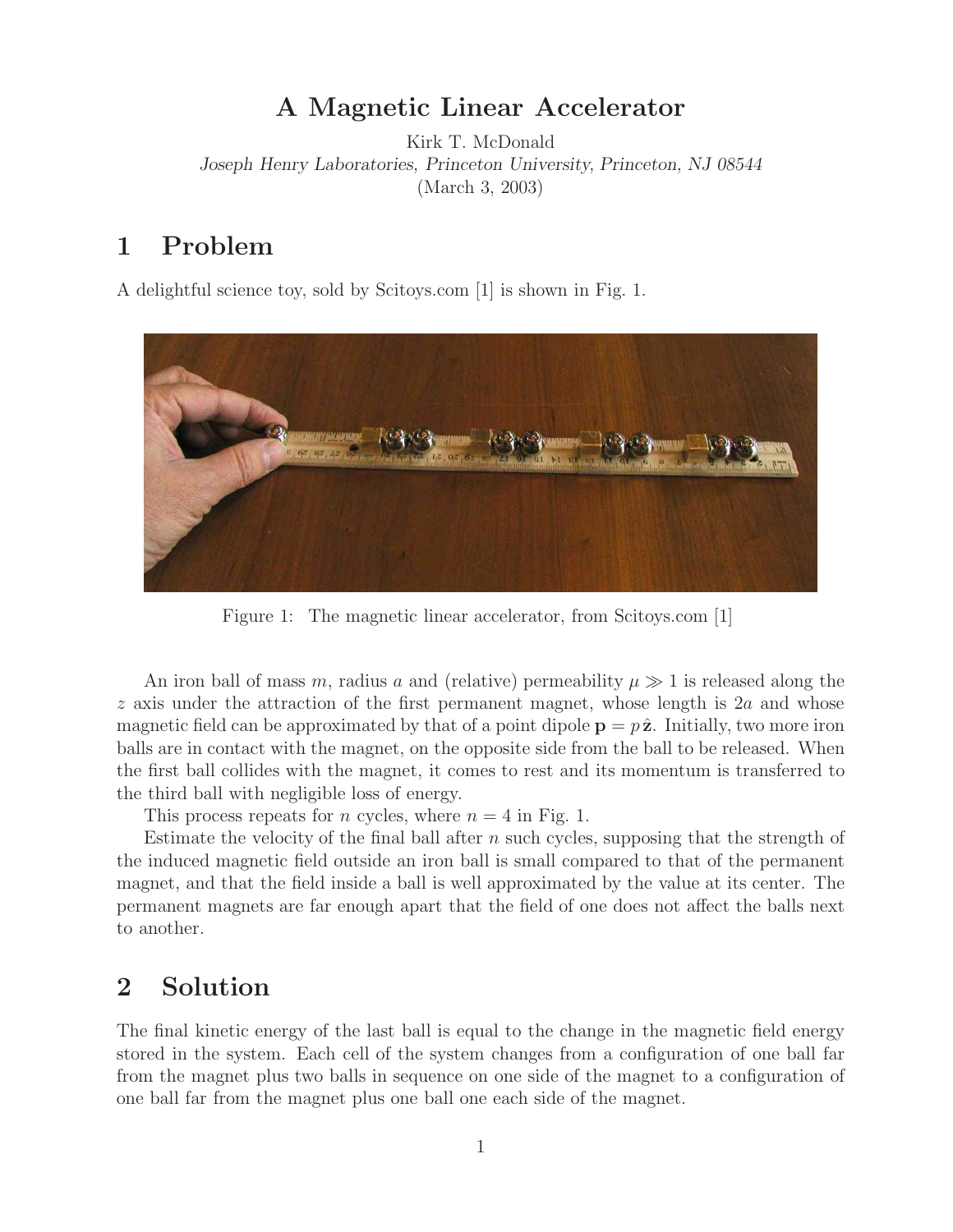# A Magnetic Linear Accelerator

Kirk T. McDonald

*Joseph Henry Laboratories, Princeton University, Princeton, NJ 08544*

(March 3, 2003)

## 1 Problem

A delightful science toy, sold by Scitoys.com [1] is shown in Fig. 1.

Figure 1: The magnetic linear accelerator, from Scitoys.com [1]

An iron ball of mass $m$, radius $a$ and (relative) permeability $\mu \gg 1$ is released along the $z$ axis under the attraction of the first permanent magnet, whose length is $2a$ and whose magnetic field can be approximated by that of a point dipole $\mathbf{p} = p\,\hat{\mathbf{z}}$. Initially, two more iron balls are in contact with the magnet, on the opposite side from the ball to be released. When the first ball collides with the magnet, it comes to rest and its momentum is transferred to the third ball with negligible loss of energy.

This process repeats for $n$ cycles, where $n = 4$ in Fig. 1.

Estimate the velocity of the final ball after $n$ such cycles, supposing that the strength of the induced magnetic field outside an iron ball is small compared to that of the permanent magnet, and that the field inside a ball is well approximated by the value at its center. The permanent magnets are far enough apart that the field of one does not affect the balls next to another.

## 2 Solution

The final kinetic energy of the last ball is equal to the change in the magnetic field energy stored in the system. Each cell of the system changes from a configuration of one ball far from the magnet plus two balls in sequence on one side of the magnet to a configuration of one ball far from the magnet plus one ball one each side of the magnet.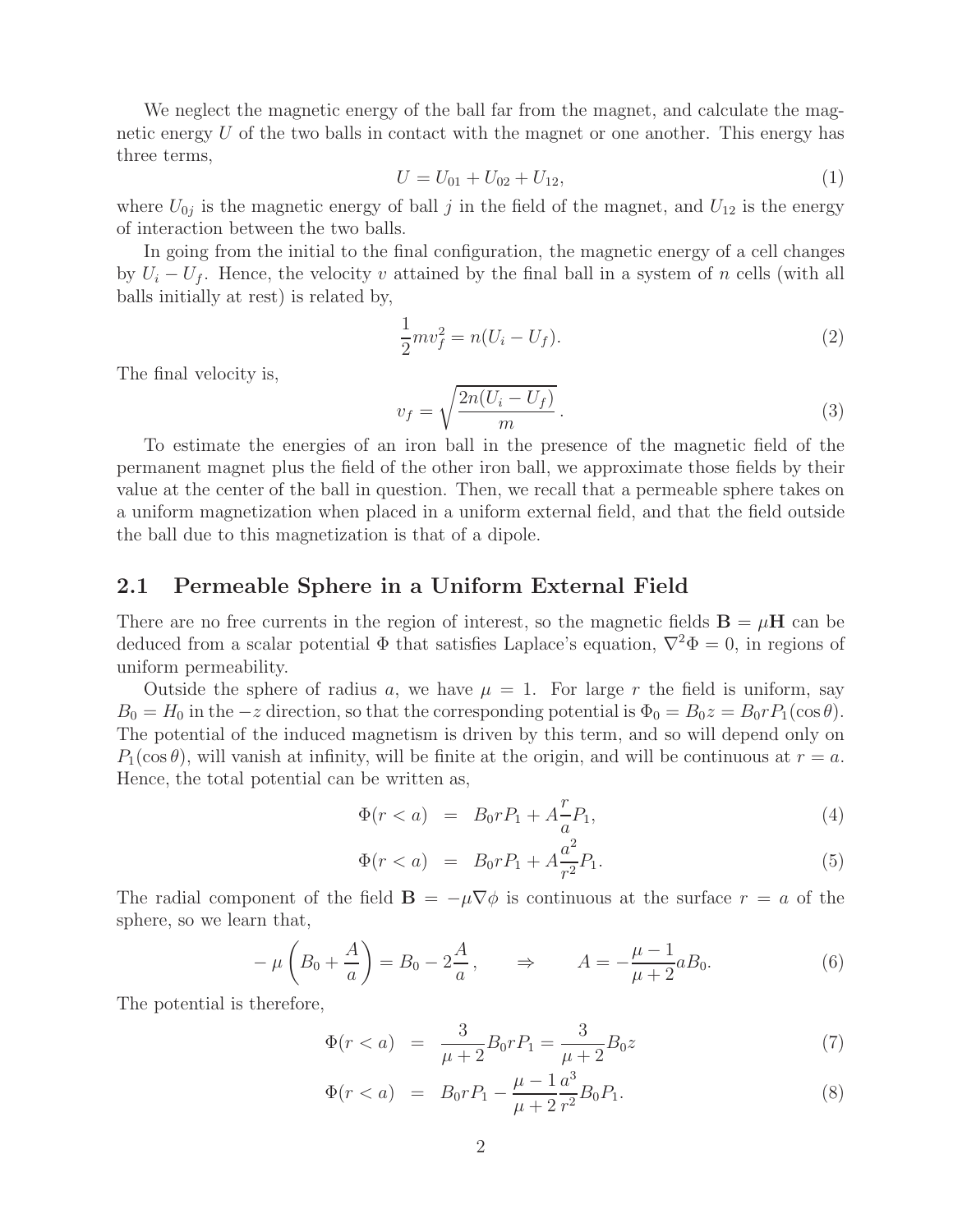We neglect the magnetic energy of the ball far from the magnet, and calculate the magnetic energy $U$ of the two balls in contact with the magnet or one another. This energy has three terms,

$$U = U_{01} + U_{02} + U_{12}, \tag{1}$$

where $U_{0j}$ is the magnetic energy of ball $j$ in the field of the magnet, and $U_{12}$ is the energy of interaction between the two balls.

In going from the initial to the final configuration, the magnetic energy of a cell changes by $U_i - U_f$. Hence, the velocity $v$ attained by the final ball in a system of $n$ cells (with all balls initially at rest) is related by,

$$\frac{1}{2} m v_f^2 = n(U_i - U_f). \tag{2}$$

The final velocity is,

$$v_f = \sqrt{\frac{2n(U_i - U_f)}{m}}\,. \tag{3}$$

To estimate the energies of an iron ball in the presence of the magnetic field of the permanent magnet plus the field of the other iron ball, we approximate those fields by their value at the center of the ball in question. Then, we recall that a permeable sphere takes on a uniform magnetization when placed in a uniform external field, and that the field outside the ball due to this magnetization is that of a dipole.

## 2.1 Permeable Sphere in a Uniform External Field

There are no free currents in the region of interest, so the magnetic fields $\mathbf{B} = \mu \mathbf{H}$ can be deduced from a scalar potential $\Phi$ that satisfies Laplace's equation, $\nabla^2 \Phi = 0$, in regions of uniform permeability.

Outside the sphere of radius $a$, we have $\mu = 1$. For large $r$ the field is uniform, say $B_0 = H_0$ in the $-z$ direction, so that the corresponding potential is $\Phi_0 = B_0 z = B_0 r P_1(\cos\theta)$. The potential of the induced magnetism is driven by this term, and so will depend only on $P_1(\cos\theta)$, will vanish at infinity, will be finite at the origin, and will be continuous at $r = a$. Hence, the total potential can be written as,

$$\Phi(r < a) = B_0 r P_1 + A \frac{r}{a} P_1, \tag{4}$$

$$\Phi(r < a) = B_0 r P_1 + A \frac{a^2}{r^2} P_1. \tag{5}$$

The radial component of the field $\mathbf{B} = -\mu \nabla \phi$ is continuous at the surface $r = a$ of the sphere, so we learn that,

$$-\mu \left( B_0 + \frac{A}{a} \right) = B_0 - 2\frac{A}{a}, \qquad \Rightarrow \qquad A = -\frac{\mu - 1}{\mu + 2} a B_0. \tag{6}$$

The potential is therefore,

$$\Phi(r < a) = \frac{3}{\mu + 2} B_0 r P_1 = \frac{3}{\mu + 2} B_0 z \tag{7}$$

$$\Phi(r < a) = B_0 r P_1 - \frac{\mu - 1}{\mu + 2} \frac{a^3}{r^2} B_0 P_1. \tag{8}$$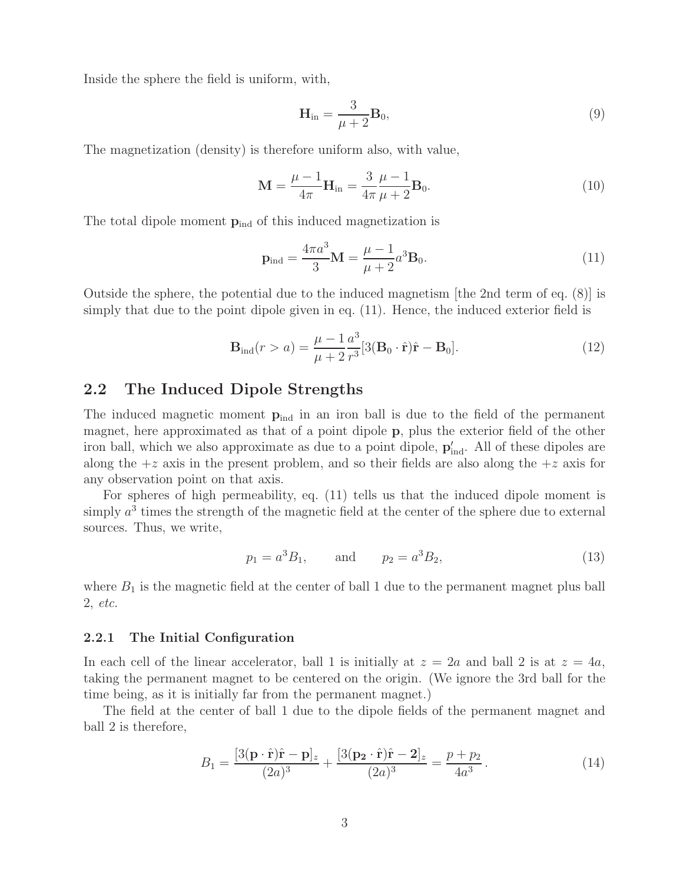Inside the sphere the field is uniform, with,

$$\mathbf{H}_{\text{in}} = \frac{3}{\mu + 2}\mathbf{B}_0, \tag{9}$$

The magnetization (density) is therefore uniform also, with value,

$$\mathbf{M} = \frac{\mu - 1}{4\pi}\mathbf{H}_{\text{in}} = \frac{3}{4\pi}\frac{\mu - 1}{\mu + 2}\mathbf{B}_0. \tag{10}$$

The total dipole moment $\mathbf{p}_{\text{ind}}$ of this induced magnetization is

$$\mathbf{p}_{\text{ind}} = \frac{4\pi a^3}{3}\mathbf{M} = \frac{\mu - 1}{\mu + 2}a^3\mathbf{B}_0. \tag{11}$$

Outside the sphere, the potential due to the induced magnetism [the 2nd term of eq. (8)] is simply that due to the point dipole given in eq. (11). Hence, the induced exterior field is

$$\mathbf{B}_{\text{ind}}(r > a) = \frac{\mu - 1}{\mu + 2}\frac{a^3}{r^3}[3(\mathbf{B}_0 \cdot \hat{\mathbf{r}})\hat{\mathbf{r}} - \mathbf{B}_0]. \tag{12}$$

## 2.2 The Induced Dipole Strengths

The induced magnetic moment $\mathbf{p}_{\text{ind}}$ in an iron ball is due to the field of the permanent magnet, here approximated as that of a point dipole $\mathbf{p}$, plus the exterior field of the other iron ball, which we also approximate as due to a point dipole, $\mathbf{p}'_{\text{ind}}$. All of these dipoles are along the $+z$ axis in the present problem, and so their fields are also along the $+z$ axis for any observation point on that axis.

For spheres of high permeability, eq. (11) tells us that the induced dipole moment is simply $a^3$ times the strength of the magnetic field at the center of the sphere due to external sources. Thus, we write,

$$p_1 = a^3 B_1, \qquad \text{and} \qquad p_2 = a^3 B_2, \tag{13}$$

where $B_1$ is the magnetic field at the center of ball 1 due to the permanent magnet plus ball 2, *etc.*

### 2.2.1 The Initial Configuration

In each cell of the linear accelerator, ball 1 is initially at $z = 2a$ and ball 2 is at $z = 4a$, taking the permanent magnet to be centered on the origin. (We ignore the 3rd ball for the time being, as it is initially far from the permanent magnet.)

The field at the center of ball 1 due to the dipole fields of the permanent magnet and ball 2 is therefore,

$$B_1 = \frac{[3(\mathbf{p} \cdot \hat{\mathbf{r}})\hat{\mathbf{r}} - \mathbf{p}]_z}{(2a)^3} + \frac{[3(\mathbf{p_2} \cdot \hat{\mathbf{r}})\hat{\mathbf{r}} - \mathbf{2}]_z}{(2a)^3} = \frac{p + p_2}{4a^3}. \tag{14}$$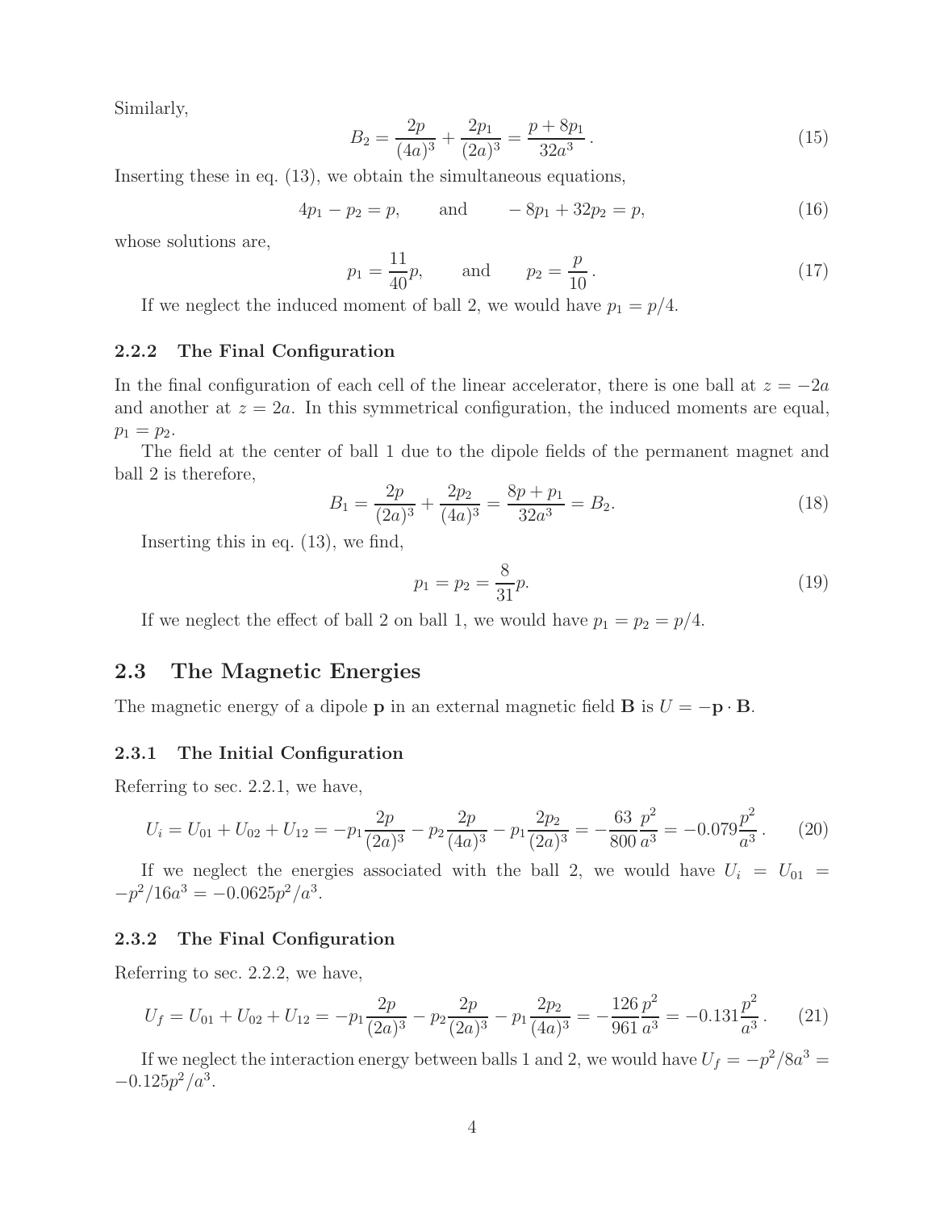Similarly,

$$B_2 = \frac{2p}{(4a)^3} + \frac{2p_1}{(2a)^3} = \frac{p + 8p_1}{32a^3}\,. \tag{15}$$

Inserting these in eq. (13), we obtain the simultaneous equations,

$$4p_1 - p_2 = p, \qquad \text{and} \qquad -8p_1 + 32p_2 = p, \tag{16}$$

whose solutions are,

$$p_1 = \frac{11}{40}p, \qquad \text{and} \qquad p_2 = \frac{p}{10}\,. \tag{17}$$

If we neglect the induced moment of ball 2, we would have $p_1 = p/4$.

### 2.2.2 The Final Configuration

In the final configuration of each cell of the linear accelerator, there is one ball at $z = -2a$ and another at $z = 2a$. In this symmetrical configuration, the induced moments are equal, $p_1 = p_2$.

The field at the center of ball 1 due to the dipole fields of the permanent magnet and ball 2 is therefore,

$$B_1 = \frac{2p}{(2a)^3} + \frac{2p_2}{(4a)^3} = \frac{8p + p_1}{32a^3} = B_2. \tag{18}$$

Inserting this in eq. (13), we find,

$$p_1 = p_2 = \frac{8}{31}p. \tag{19}$$

If we neglect the effect of ball 2 on ball 1, we would have $p_1 = p_2 = p/4$.

## 2.3 The Magnetic Energies

The magnetic energy of a dipole $\mathbf{p}$ in an external magnetic field $\mathbf{B}$ is $U = -\mathbf{p}\cdot\mathbf{B}$.

### 2.3.1 The Initial Configuration

Referring to sec. 2.2.1, we have,

$$U_i = U_{01} + U_{02} + U_{12} = -p_1\frac{2p}{(2a)^3} - p_2\frac{2p}{(4a)^3} - p_1\frac{2p_2}{(2a)^3} = -\frac{63}{800}\frac{p^2}{a^3} = -0.079\frac{p^2}{a^3}\,. \tag{20}$$

If we neglect the energies associated with the ball 2, we would have $U_i = U_{01} = -p^2/16a^3 = -0.0625p^2/a^3$.

### 2.3.2 The Final Configuration

Referring to sec. 2.2.2, we have,

$$U_f = U_{01} + U_{02} + U_{12} = -p_1\frac{2p}{(2a)^3} - p_2\frac{2p}{(2a)^3} - p_1\frac{2p_2}{(4a)^3} = -\frac{126}{961}\frac{p^2}{a^3} = -0.131\frac{p^2}{a^3}\,. \tag{21}$$

If we neglect the interaction energy between balls 1 and 2, we would have $U_f = -p^2/8a^3 = -0.125p^2/a^3$.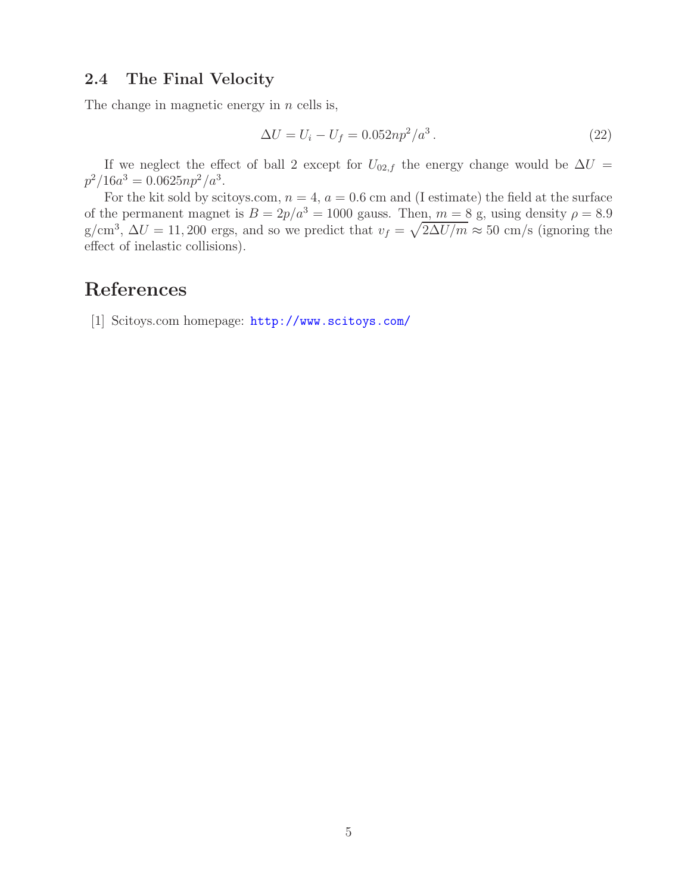### 2.4 The Final Velocity

The change in magnetic energy in $n$ cells is,

$$\Delta U = U_i - U_f = 0.052 np^2/a^3 \,. \tag{22}$$

If we neglect the effect of ball 2 except for $U_{02,f}$ the energy change would be $\Delta U = p^2/16a^3 = 0.0625np^2/a^3$.

For the kit sold by scitoys.com, $n = 4$, $a = 0.6$ cm and (I estimate) the field at the surface of the permanent magnet is $B = 2p/a^3 = 1000$ gauss. Then, $m = 8$ g, using density $\rho = 8.9$ g/cm$^3$, $\Delta U = 11,200$ ergs, and so we predict that $v_f = \sqrt{2\Delta U/m} \approx 50$ cm/s (ignoring the effect of inelastic collisions).

## References

[1] Scitoys.com homepage: http://www.scitoys.com/